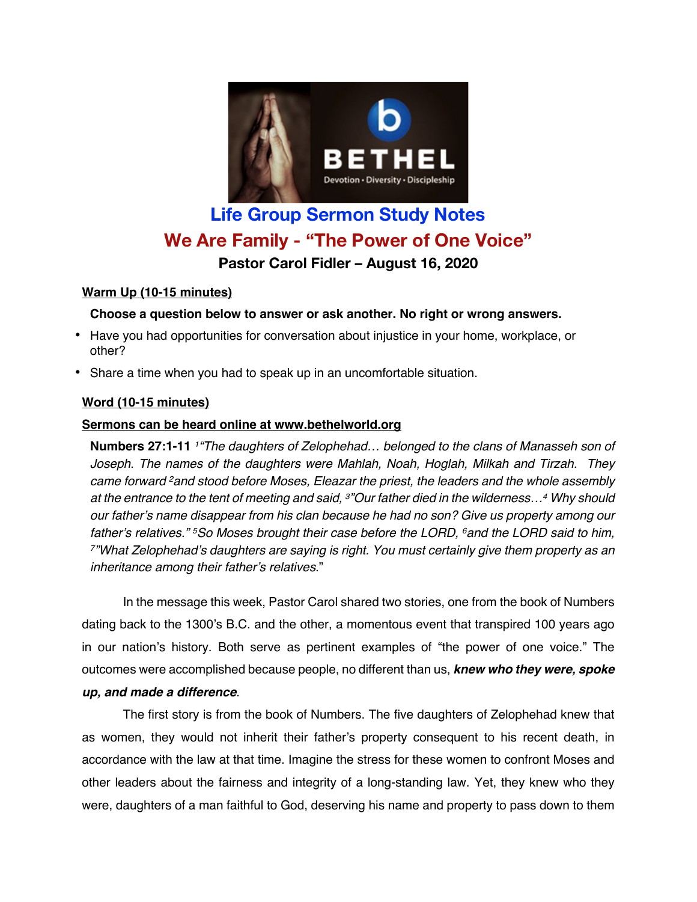# Life Group Sermon Study Notes

## We Are Family - "The Power of One Voice"

### Pastor Carol Fidler – August 16, 2020

**Warm Up (10-15 minutes)**

**Choose a question below to answer or ask another. No right or wrong answers.**

- Have you had opportunities for conversation about injustice in your home, workplace, or other?
- Share a time when you had to speak up in an uncomfortable situation.

**Word (10-15 minutes)**

**Sermons can be heard online at www.bethelworld.org**

**Numbers 27:1-11** *[1]"The daughters of Zelophehad… belonged to the clans of Manasseh son of Joseph. The names of the daughters were Mahlah, Noah, Hoglah, Milkah and Tirzah. They came forward [2]and stood before Moses, Eleazar the priest, the leaders and the whole assembly at the entrance to the tent of meeting and said, [3]"Our father died in the wilderness…[4] Why should our father's name disappear from his clan because he had no son? Give us property among our father's relatives." [5]So Moses brought their case before the LORD, [6]and the LORD said to him, [7]"What Zelophehad's daughters are saying is right. You must certainly give them property as an inheritance among their father's relatives*."

In the message this week, Pastor Carol shared two stories, one from the book of Numbers dating back to the 1300's B.C. and the other, a momentous event that transpired 100 years ago in our nation's history. Both serve as pertinent examples of "the power of one voice." The outcomes were accomplished because people, no different than us, ***knew who they were, spoke up, and made a difference***.

The first story is from the book of Numbers. The five daughters of Zelophehad knew that as women, they would not inherit their father's property consequent to his recent death, in accordance with the law at that time. Imagine the stress for these women to confront Moses and other leaders about the fairness and integrity of a long-standing law. Yet, they knew who they were, daughters of a man faithful to God, deserving his name and property to pass down to them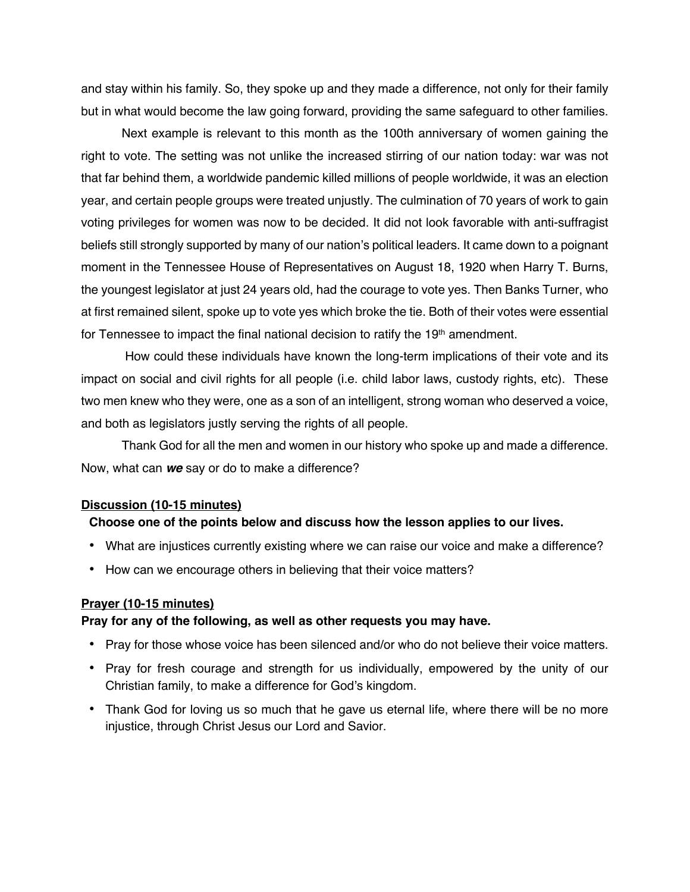and stay within his family. So, they spoke up and they made a difference, not only for their family but in what would become the law going forward, providing the same safeguard to other families.

Next example is relevant to this month as the 100th anniversary of women gaining the right to vote. The setting was not unlike the increased stirring of our nation today: war was not that far behind them, a worldwide pandemic killed millions of people worldwide, it was an election year, and certain people groups were treated unjustly. The culmination of 70 years of work to gain voting privileges for women was now to be decided. It did not look favorable with anti-suffragist beliefs still strongly supported by many of our nation's political leaders. It came down to a poignant moment in the Tennessee House of Representatives on August 18, 1920 when Harry T. Burns, the youngest legislator at just 24 years old, had the courage to vote yes. Then Banks Turner, who at first remained silent, spoke up to vote yes which broke the tie. Both of their votes were essential for Tennessee to impact the final national decision to ratify the 19th amendment.

How could these individuals have known the long-term implications of their vote and its impact on social and civil rights for all people (i.e. child labor laws, custody rights, etc). These two men knew who they were, one as a son of an intelligent, strong woman who deserved a voice, and both as legislators justly serving the rights of all people.

Thank God for all the men and women in our history who spoke up and made a difference. Now, what can ***we*** say or do to make a difference?

**Discussion (10-15 minutes)**

**Choose one of the points below and discuss how the lesson applies to our lives.**

- What are injustices currently existing where we can raise our voice and make a difference?
- How can we encourage others in believing that their voice matters?

**Prayer (10-15 minutes)**

**Pray for any of the following, as well as other requests you may have.**

- Pray for those whose voice has been silenced and/or who do not believe their voice matters.
- Pray for fresh courage and strength for us individually, empowered by the unity of our Christian family, to make a difference for God's kingdom.
- Thank God for loving us so much that he gave us eternal life, where there will be no more injustice, through Christ Jesus our Lord and Savior.